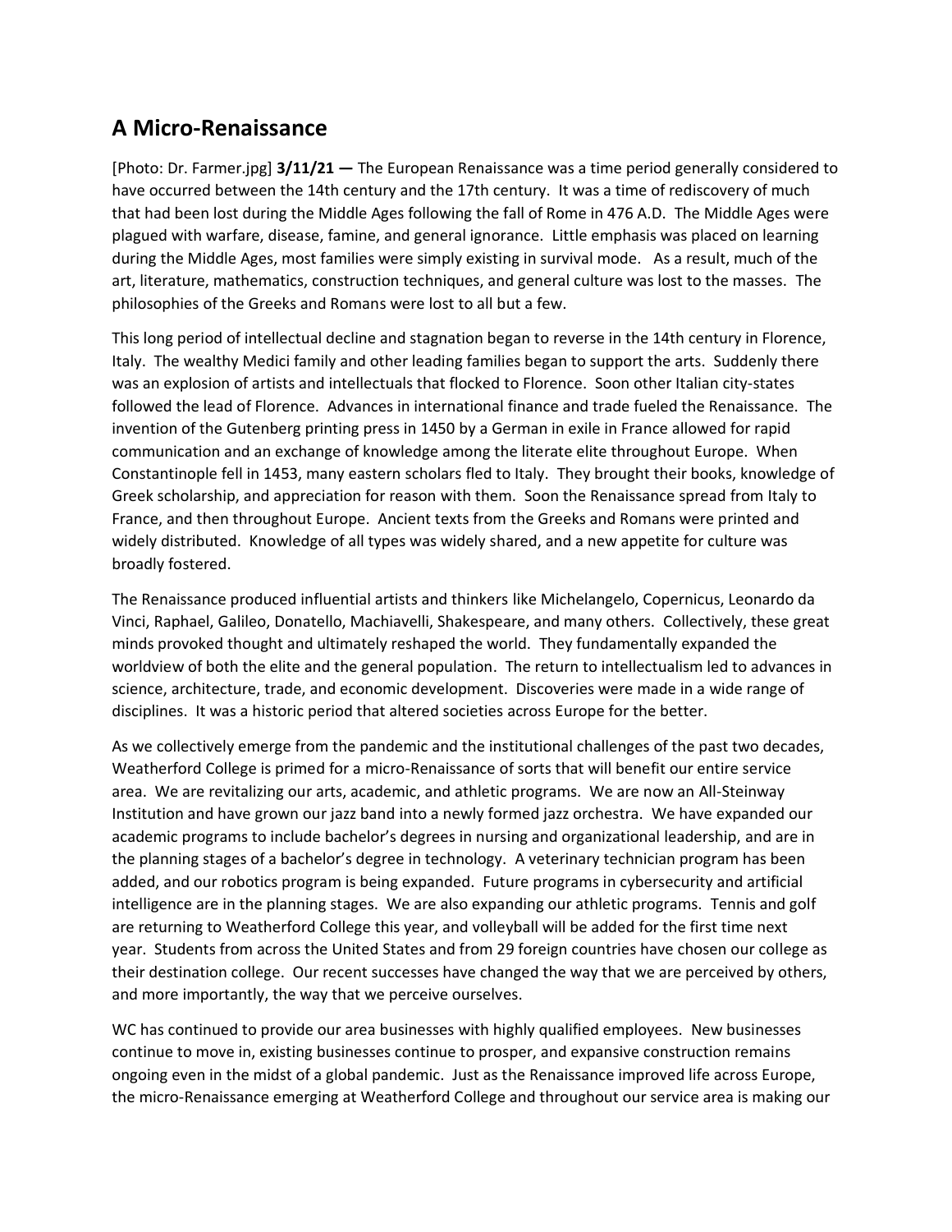## A Micro-Renaissance

[Photo: Dr. Farmer.jpg] **3/11/21 —** The European Renaissance was a time period generally considered to have occurred between the 14th century and the 17th century. It was a time of rediscovery of much that had been lost during the Middle Ages following the fall of Rome in 476 A.D. The Middle Ages were plagued with warfare, disease, famine, and general ignorance. Little emphasis was placed on learning during the Middle Ages, most families were simply existing in survival mode. As a result, much of the art, literature, mathematics, construction techniques, and general culture was lost to the masses. The philosophies of the Greeks and Romans were lost to all but a few.

This long period of intellectual decline and stagnation began to reverse in the 14th century in Florence, Italy. The wealthy Medici family and other leading families began to support the arts. Suddenly there was an explosion of artists and intellectuals that flocked to Florence. Soon other Italian city-states followed the lead of Florence. Advances in international finance and trade fueled the Renaissance. The invention of the Gutenberg printing press in 1450 by a German in exile in France allowed for rapid communication and an exchange of knowledge among the literate elite throughout Europe. When Constantinople fell in 1453, many eastern scholars fled to Italy. They brought their books, knowledge of Greek scholarship, and appreciation for reason with them. Soon the Renaissance spread from Italy to France, and then throughout Europe. Ancient texts from the Greeks and Romans were printed and widely distributed. Knowledge of all types was widely shared, and a new appetite for culture was broadly fostered.

The Renaissance produced influential artists and thinkers like Michelangelo, Copernicus, Leonardo da Vinci, Raphael, Galileo, Donatello, Machiavelli, Shakespeare, and many others. Collectively, these great minds provoked thought and ultimately reshaped the world. They fundamentally expanded the worldview of both the elite and the general population. The return to intellectualism led to advances in science, architecture, trade, and economic development. Discoveries were made in a wide range of disciplines. It was a historic period that altered societies across Europe for the better.

As we collectively emerge from the pandemic and the institutional challenges of the past two decades, Weatherford College is primed for a micro-Renaissance of sorts that will benefit our entire service area. We are revitalizing our arts, academic, and athletic programs. We are now an All-Steinway Institution and have grown our jazz band into a newly formed jazz orchestra. We have expanded our academic programs to include bachelor's degrees in nursing and organizational leadership, and are in the planning stages of a bachelor's degree in technology. A veterinary technician program has been added, and our robotics program is being expanded. Future programs in cybersecurity and artificial intelligence are in the planning stages. We are also expanding our athletic programs. Tennis and golf are returning to Weatherford College this year, and volleyball will be added for the first time next year. Students from across the United States and from 29 foreign countries have chosen our college as their destination college. Our recent successes have changed the way that we are perceived by others, and more importantly, the way that we perceive ourselves.

WC has continued to provide our area businesses with highly qualified employees. New businesses continue to move in, existing businesses continue to prosper, and expansive construction remains ongoing even in the midst of a global pandemic. Just as the Renaissance improved life across Europe, the micro-Renaissance emerging at Weatherford College and throughout our service area is making our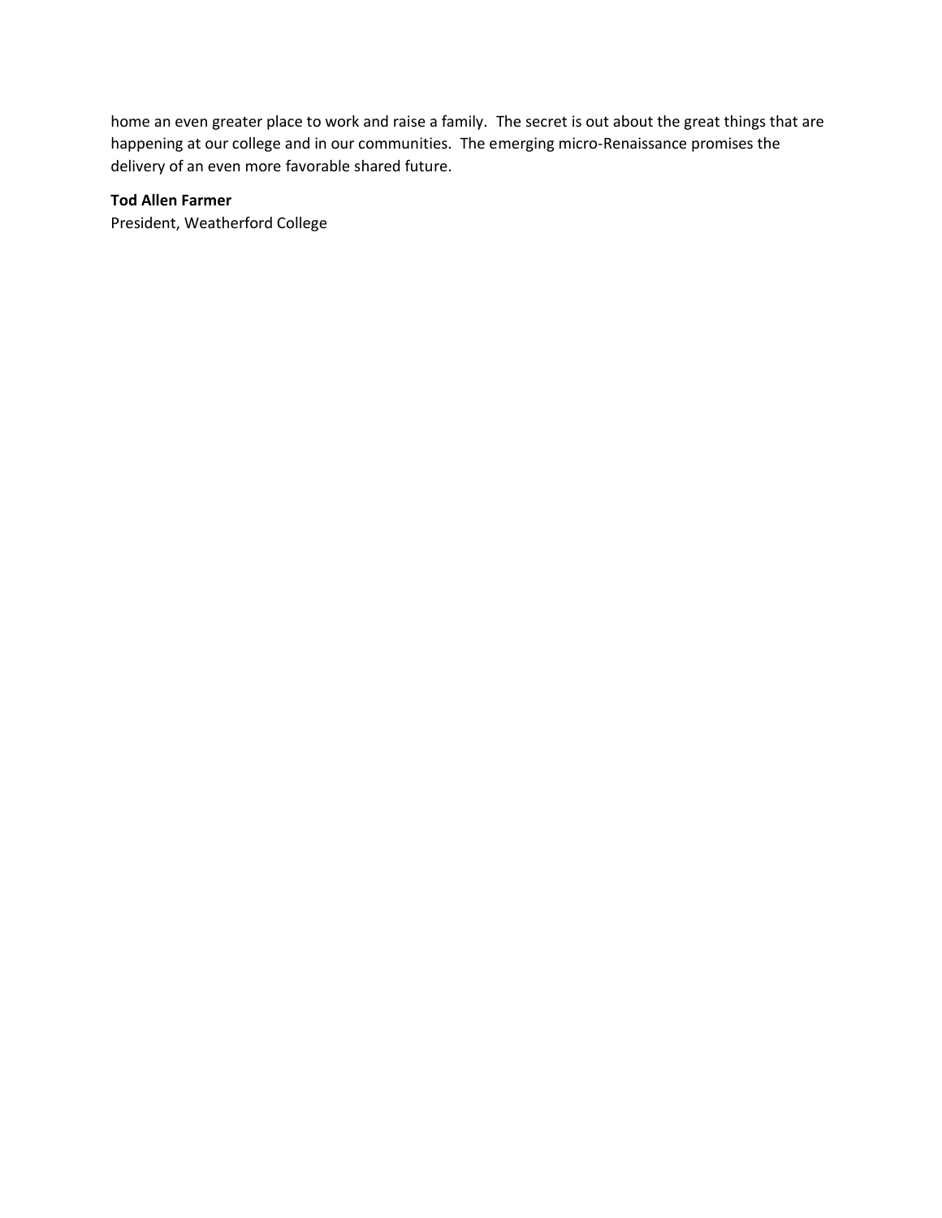home an even greater place to work and raise a family. The secret is out about the great things that are happening at our college and in our communities. The emerging micro-Renaissance promises the delivery of an even more favorable shared future.

**Tod Allen Farmer**
President, Weatherford College